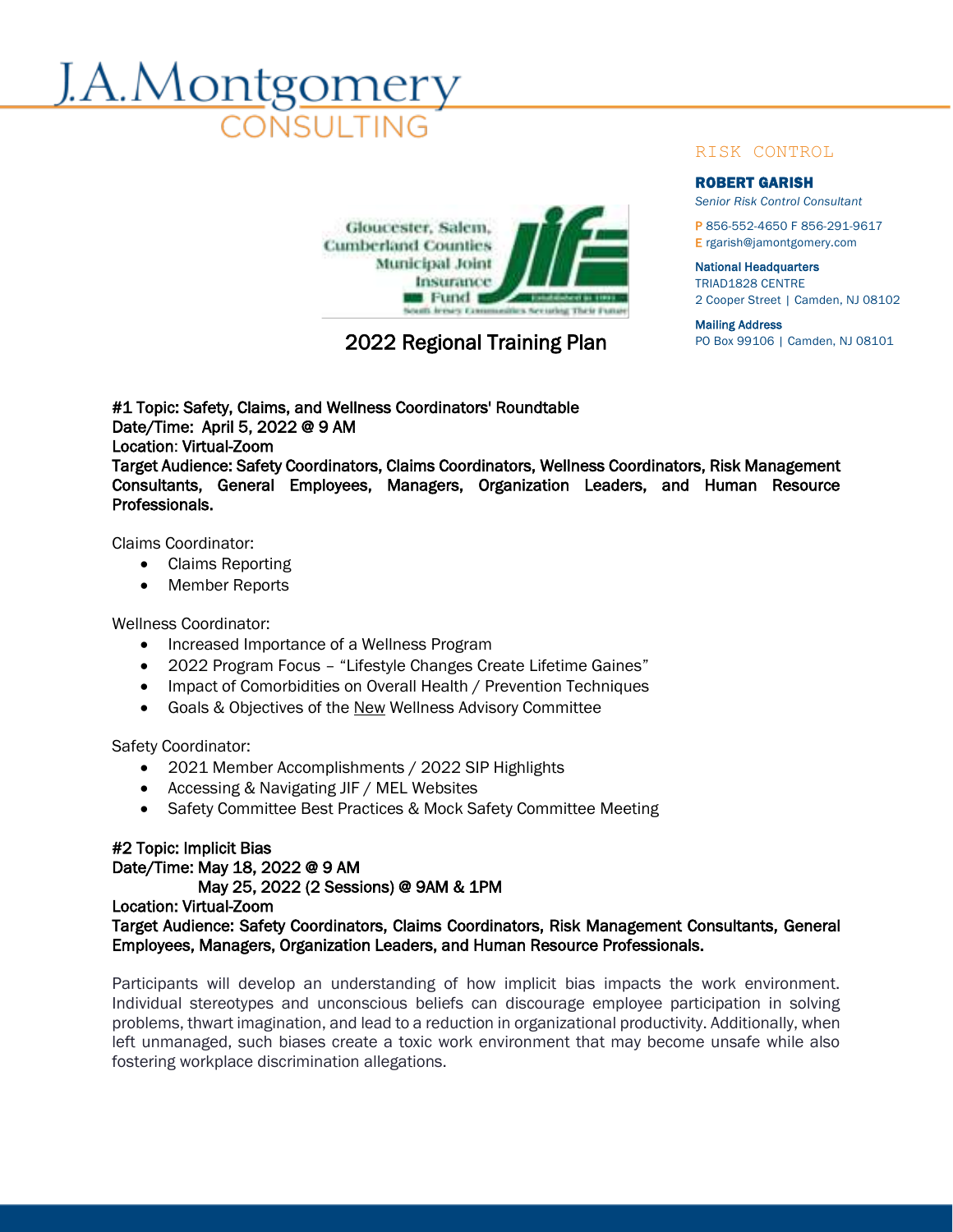J.A.Montgomery
CONSULTING

RISK CONTROL

**ROBERT GARISH**
*Senior Risk Control Consultant*

P 856-552-4650 F 856-291-9617
E rgarish@jamontgomery.com

**National Headquarters**
TRIAD1828 CENTRE
2 Cooper Street | Camden, NJ 08102

**Mailing Address**
PO Box 99106 | Camden, NJ 08101

Gloucester, Salem, Cumberland Counties Municipal Joint Insurance Fund

# 2022 Regional Training Plan

**#1 Topic: Safety, Claims, and Wellness Coordinators' Roundtable**
**Date/Time: April 5, 2022 @ 9 AM**
**Location: Virtual-Zoom**
**Target Audience: Safety Coordinators, Claims Coordinators, Wellness Coordinators, Risk Management Consultants, General Employees, Managers, Organization Leaders, and Human Resource Professionals.**

Claims Coordinator:

- Claims Reporting
- Member Reports

Wellness Coordinator:

- Increased Importance of a Wellness Program
- 2022 Program Focus – "Lifestyle Changes Create Lifetime Gaines"
- Impact of Comorbidities on Overall Health / Prevention Techniques
- Goals & Objectives of the New Wellness Advisory Committee

Safety Coordinator:

- 2021 Member Accomplishments / 2022 SIP Highlights
- Accessing & Navigating JIF / MEL Websites
- Safety Committee Best Practices & Mock Safety Committee Meeting

**#2 Topic: Implicit Bias**
**Date/Time: May 18, 2022 @ 9 AM**
**May 25, 2022 (2 Sessions) @ 9AM & 1PM**
**Location: Virtual-Zoom**
**Target Audience: Safety Coordinators, Claims Coordinators, Risk Management Consultants, General Employees, Managers, Organization Leaders, and Human Resource Professionals.**

Participants will develop an understanding of how implicit bias impacts the work environment. Individual stereotypes and unconscious beliefs can discourage employee participation in solving problems, thwart imagination, and lead to a reduction in organizational productivity. Additionally, when left unmanaged, such biases create a toxic work environment that may become unsafe while also fostering workplace discrimination allegations.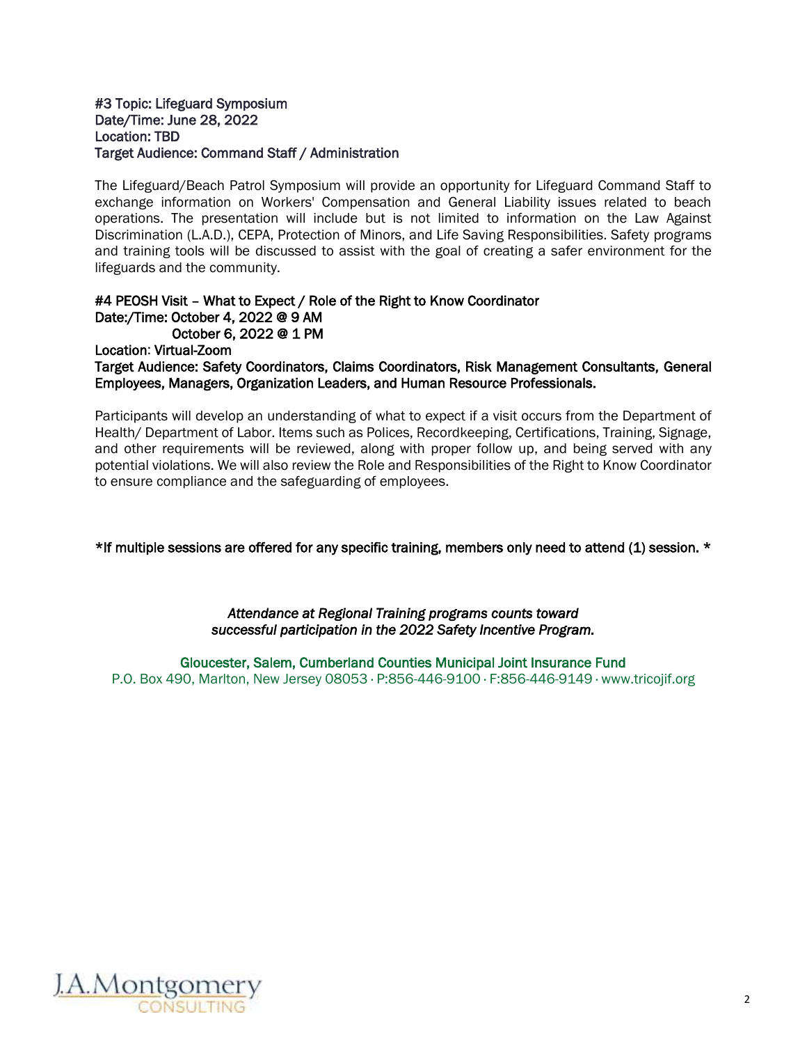**#3 Topic: Lifeguard Symposium**
**Date/Time: June 28, 2022**
**Location: TBD**
**Target Audience: Command Staff / Administration**

The Lifeguard/Beach Patrol Symposium will provide an opportunity for Lifeguard Command Staff to exchange information on Workers' Compensation and General Liability issues related to beach operations. The presentation will include but is not limited to information on the Law Against Discrimination (L.A.D.), CEPA, Protection of Minors, and Life Saving Responsibilities. Safety programs and training tools will be discussed to assist with the goal of creating a safer environment for the lifeguards and the community.

**#4 PEOSH Visit – What to Expect / Role of the Right to Know Coordinator**
**Date:/Time: October 4, 2022 @ 9 AM**
**October 6, 2022 @ 1 PM**
**Location: Virtual-Zoom**
**Target Audience: Safety Coordinators, Claims Coordinators, Risk Management Consultants, General Employees, Managers, Organization Leaders, and Human Resource Professionals.**

Participants will develop an understanding of what to expect if a visit occurs from the Department of Health/ Department of Labor. Items such as Polices, Recordkeeping, Certifications, Training, Signage, and other requirements will be reviewed, along with proper follow up, and being served with any potential violations. We will also review the Role and Responsibilities of the Right to Know Coordinator to ensure compliance and the safeguarding of employees.

**\*If multiple sessions are offered for any specific training, members only need to attend (1) session. \***

*Attendance at Regional Training programs counts toward successful participation in the 2022 Safety Incentive Program.*

Gloucester, Salem, Cumberland Counties Municipal Joint Insurance Fund
P.O. Box 490, Marlton, New Jersey 08053 · P:856-446-9100 · F:856-446-9149 · www.tricojif.org

J.A.Montgomery CONSULTING